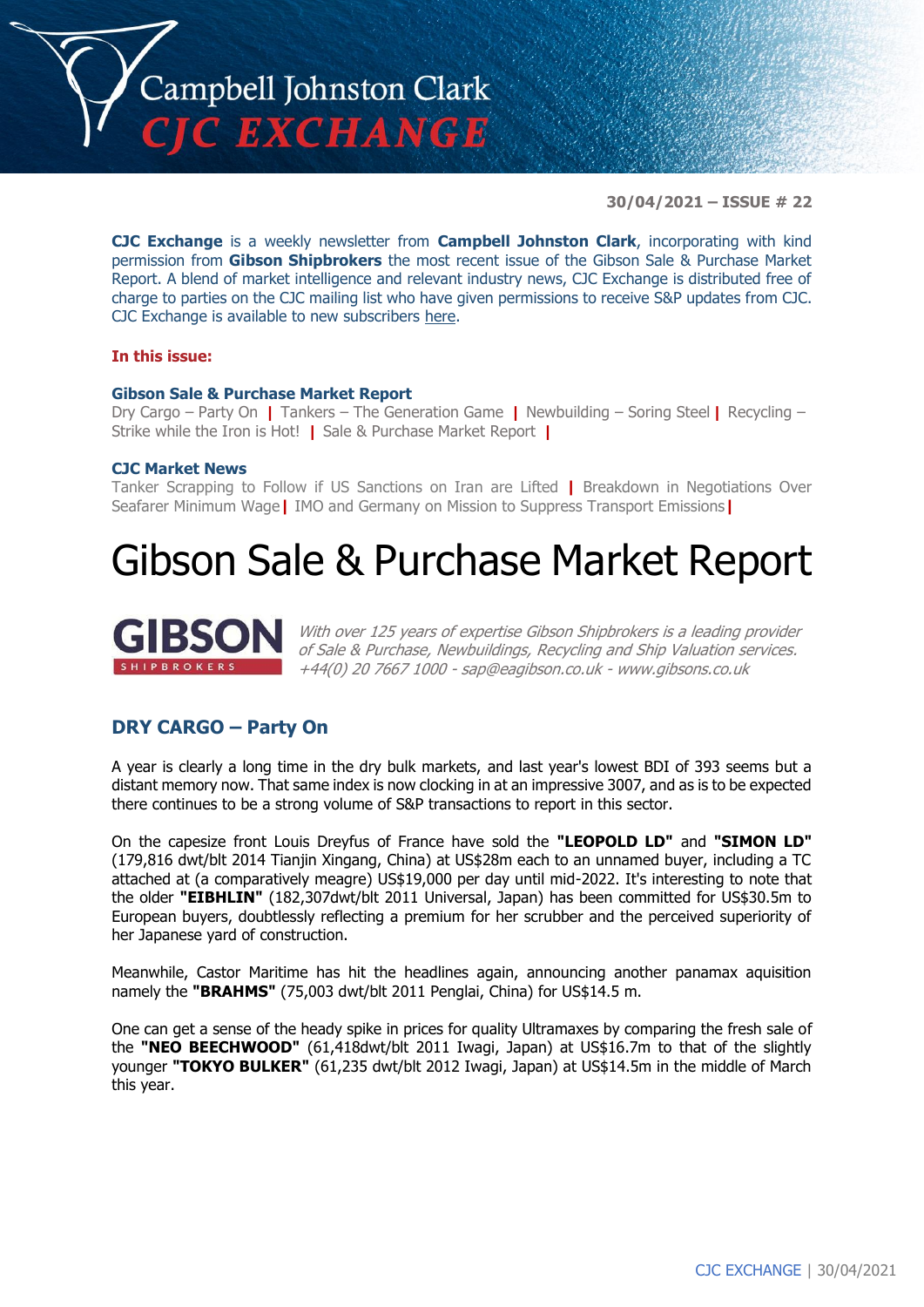# Campbell Johnston Clark CJC EXCHANGE

**30/04/2021 – ISSUE # 22**

**CJC Exchange** is a weekly newsletter from **Campbell Johnston Clark**, incorporating with kind permission from **Gibson Shipbrokers** the most recent issue of the Gibson Sale & Purchase Market Report. A blend of market intelligence and relevant industry news, CJC Exchange is distributed free of charge to parties on the CJC mailing list who have given permissions to receive S&P updates from CJC. CJC Exchange is available to new subscribers here.

**In this issue:**

**Gibson Sale & Purchase Market Report**
Dry Cargo – Party On | Tankers – The Generation Game | Newbuilding – Soring Steel | Recycling – Strike while the Iron is Hot! | Sale & Purchase Market Report |

**CJC Market News**
Tanker Scrapping to Follow if US Sanctions on Iran are Lifted | Breakdown in Negotiations Over Seafarer Minimum Wage | IMO and Germany on Mission to Suppress Transport Emissions |

# Gibson Sale & Purchase Market Report

**GIBSON** SHIPBROKERS

*With over 125 years of expertise Gibson Shipbrokers is a leading provider of Sale & Purchase, Newbuildings, Recycling and Ship Valuation services. +44(0) 20 7667 1000 - sap@eagibson.co.uk - www.gibsons.co.uk*

## DRY CARGO – Party On

A year is clearly a long time in the dry bulk markets, and last year's lowest BDI of 393 seems but a distant memory now. That same index is now clocking in at an impressive 3007, and as is to be expected there continues to be a strong volume of S&P transactions to report in this sector.

On the capesize front Louis Dreyfus of France have sold the **"LEOPOLD LD"** and **"SIMON LD"** (179,816 dwt/blt 2014 Tianjin Xingang, China) at US$28m each to an unnamed buyer, including a TC attached at (a comparatively meagre) US$19,000 per day until mid-2022. It's interesting to note that the older **"EIBHLIN"** (182,307dwt/blt 2011 Universal, Japan) has been committed for US$30.5m to European buyers, doubtlessly reflecting a premium for her scrubber and the perceived superiority of her Japanese yard of construction.

Meanwhile, Castor Maritime has hit the headlines again, announcing another panamax aquisition namely the **"BRAHMS"** (75,003 dwt/blt 2011 Penglai, China) for US$14.5 m.

One can get a sense of the heady spike in prices for quality Ultramaxes by comparing the fresh sale of the **"NEO BEECHWOOD"** (61,418dwt/blt 2011 Iwagi, Japan) at US$16.7m to that of the slightly younger **"TOKYO BULKER"** (61,235 dwt/blt 2012 Iwagi, Japan) at US$14.5m in the middle of March this year.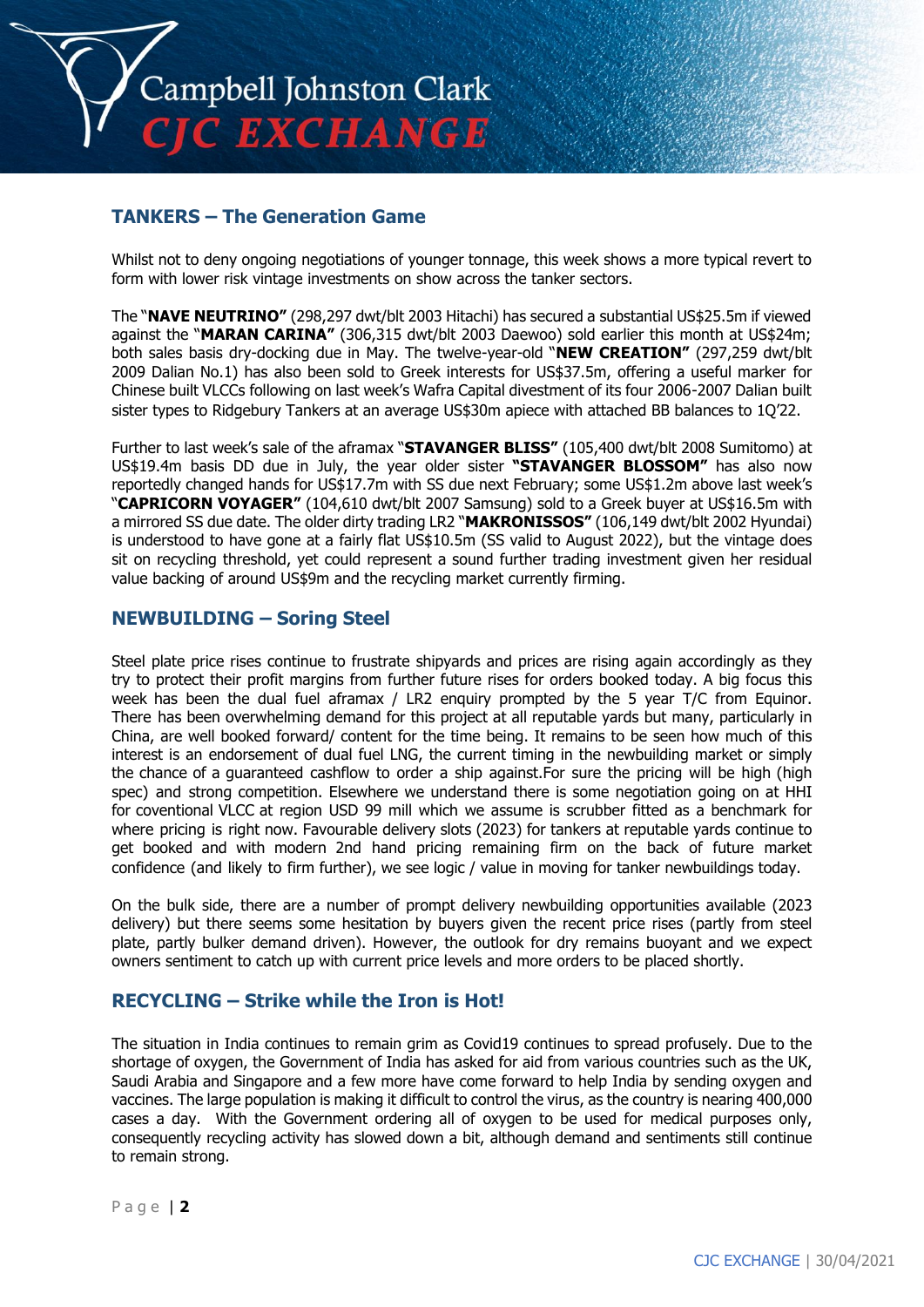## TANKERS – The Generation Game

Whilst not to deny ongoing negotiations of younger tonnage, this week shows a more typical revert to form with lower risk vintage investments on show across the tanker sectors.

The "**NAVE NEUTRINO**" (298,297 dwt/blt 2003 Hitachi) has secured a substantial US$25.5m if viewed against the "**MARAN CARINA**" (306,315 dwt/blt 2003 Daewoo) sold earlier this month at US$24m; both sales basis dry-docking due in May. The twelve-year-old "**NEW CREATION**" (297,259 dwt/blt 2009 Dalian No.1) has also been sold to Greek interests for US$37.5m, offering a useful marker for Chinese built VLCCs following on last week's Wafra Capital divestment of its four 2006-2007 Dalian built sister types to Ridgebury Tankers at an average US$30m apiece with attached BB balances to 1Q'22.

Further to last week's sale of the aframax "**STAVANGER BLISS**" (105,400 dwt/blt 2008 Sumitomo) at US$19.4m basis DD due in July, the year older sister **"STAVANGER BLOSSOM"** has also now reportedly changed hands for US$17.7m with SS due next February; some US$1.2m above last week's "**CAPRICORN VOYAGER**" (104,610 dwt/blt 2007 Samsung) sold to a Greek buyer at US$16.5m with a mirrored SS due date. The older dirty trading LR2 "**MAKRONISSOS**" (106,149 dwt/blt 2002 Hyundai) is understood to have gone at a fairly flat US$10.5m (SS valid to August 2022), but the vintage does sit on recycling threshold, yet could represent a sound further trading investment given her residual value backing of around US$9m and the recycling market currently firming.

## NEWBUILDING – Soring Steel

Steel plate price rises continue to frustrate shipyards and prices are rising again accordingly as they try to protect their profit margins from further future rises for orders booked today. A big focus this week has been the dual fuel aframax / LR2 enquiry prompted by the 5 year T/C from Equinor. There has been overwhelming demand for this project at all reputable yards but many, particularly in China, are well booked forward/ content for the time being. It remains to be seen how much of this interest is an endorsement of dual fuel LNG, the current timing in the newbuilding market or simply the chance of a guaranteed cashflow to order a ship against.For sure the pricing will be high (high spec) and strong competition. Elsewhere we understand there is some negotiation going on at HHI for coventional VLCC at region USD 99 mill which we assume is scrubber fitted as a benchmark for where pricing is right now. Favourable delivery slots (2023) for tankers at reputable yards continue to get booked and with modern 2nd hand pricing remaining firm on the back of future market confidence (and likely to firm further), we see logic / value in moving for tanker newbuildings today.

On the bulk side, there are a number of prompt delivery newbuilding opportunities available (2023 delivery) but there seems some hesitation by buyers given the recent price rises (partly from steel plate, partly bulker demand driven). However, the outlook for dry remains buoyant and we expect owners sentiment to catch up with current price levels and more orders to be placed shortly.

## RECYCLING – Strike while the Iron is Hot!

The situation in India continues to remain grim as Covid19 continues to spread profusely. Due to the shortage of oxygen, the Government of India has asked for aid from various countries such as the UK, Saudi Arabia and Singapore and a few more have come forward to help India by sending oxygen and vaccines. The large population is making it difficult to control the virus, as the country is nearing 400,000 cases a day. With the Government ordering all of oxygen to be used for medical purposes only, consequently recycling activity has slowed down a bit, although demand and sentiments still continue to remain strong.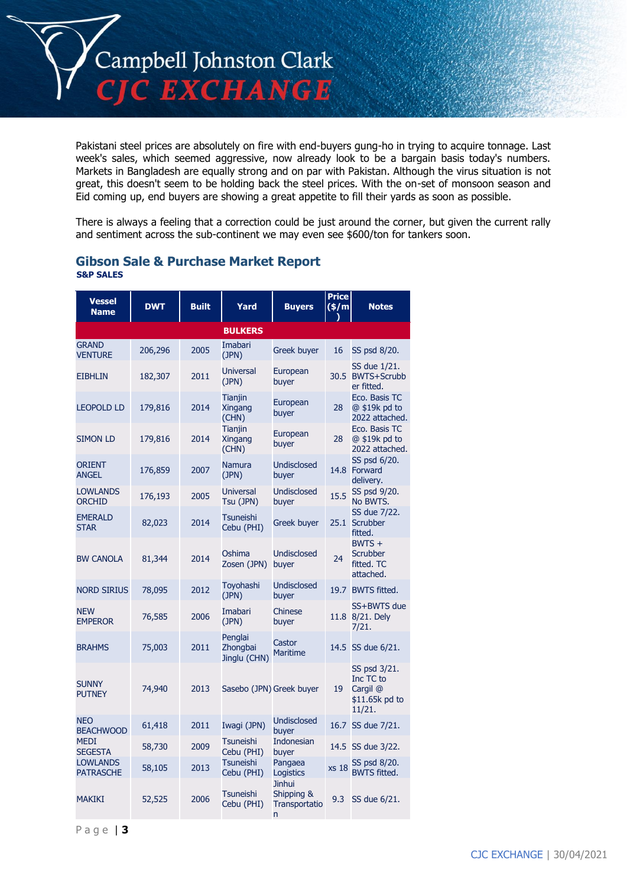Pakistani steel prices are absolutely on fire with end-buyers gung-ho in trying to acquire tonnage. Last week's sales, which seemed aggressive, now already look to be a bargain basis today's numbers. Markets in Bangladesh are equally strong and on par with Pakistan. Although the virus situation is not great, this doesn't seem to be holding back the steel prices. With the on-set of monsoon season and Eid coming up, end buyers are showing a great appetite to fill their yards as soon as possible.

There is always a feeling that a correction could be just around the corner, but given the current rally and sentiment across the sub-continent we may even see $600/ton for tankers soon.

## Gibson Sale & Purchase Market Report

**S&P SALES**

| Vessel Name | DWT | Built | Yard | Buyers | Price ($/m) | Notes |
|---|---|---|---|---|---|---|
| **BULKERS** | | | | | | |
| GRAND VENTURE | 206,296 | 2005 | Imabari (JPN) | Greek buyer | 16 | SS psd 8/20. |
| EIBHLIN | 182,307 | 2011 | Universal (JPN) | European buyer | 30.5 | SS due 1/21. BWTS+Scrubber fitted. |
| LEOPOLD LD | 179,816 | 2014 | Tianjin Xingang (CHN) | European buyer | 28 | Eco. Basis TC @ $19k pd to 2022 attached. |
| SIMON LD | 179,816 | 2014 | Tianjin Xingang (CHN) | European buyer | 28 | Eco. Basis TC @ $19k pd to 2022 attached. |
| ORIENT ANGEL | 176,859 | 2007 | Namura (JPN) | Undisclosed buyer | 14.8 | SS psd 6/20. Forward delivery. |
| LOWLANDS ORCHID | 176,193 | 2005 | Universal Tsu (JPN) | Undisclosed buyer | 15.5 | SS psd 9/20. No BWTS. |
| EMERALD STAR | 82,023 | 2014 | Tsuneishi Cebu (PHI) | Greek buyer | 25.1 | SS due 7/22. Scrubber fitted. |
| BW CANOLA | 81,344 | 2014 | Oshima Zosen (JPN) | Undisclosed buyer | 24 | BWTS + Scrubber fitted. TC attached. |
| NORD SIRIUS | 78,095 | 2012 | Toyohashi (JPN) | Undisclosed buyer | 19.7 | BWTS fitted. |
| NEW EMPEROR | 76,585 | 2006 | Imabari (JPN) | Chinese buyer | 11.8 | SS+BWTS due 8/21. Dely 7/21. |
| BRAHMS | 75,003 | 2011 | Penglai Zhongbai Jinglu (CHN) | Castor Maritime | 14.5 | SS due 6/21. |
| SUNNY PUTNEY | 74,940 | 2013 | Sasebo (JPN) | Greek buyer | 19 | SS psd 3/21. Inc TC to Cargil @ $11.65k pd to 11/21. |
| NEO BEACHWOOD | 61,418 | 2011 | Iwagi (JPN) | Undisclosed buyer | 16.7 | SS due 7/21. |
| MEDI SEGESTA | 58,730 | 2009 | Tsuneishi Cebu (PHI) | Indonesian buyer | 14.5 | SS due 3/22. |
| LOWLANDS PATRASCHE | 58,105 | 2013 | Tsuneishi Cebu (PHI) | Pangaea Logistics | xs 18 | SS psd 8/20. BWTS fitted. |
| MAKIKI | 52,525 | 2006 | Tsuneishi Cebu (PHI) | Jinhui Shipping & Transportation | 9.3 | SS due 6/21. |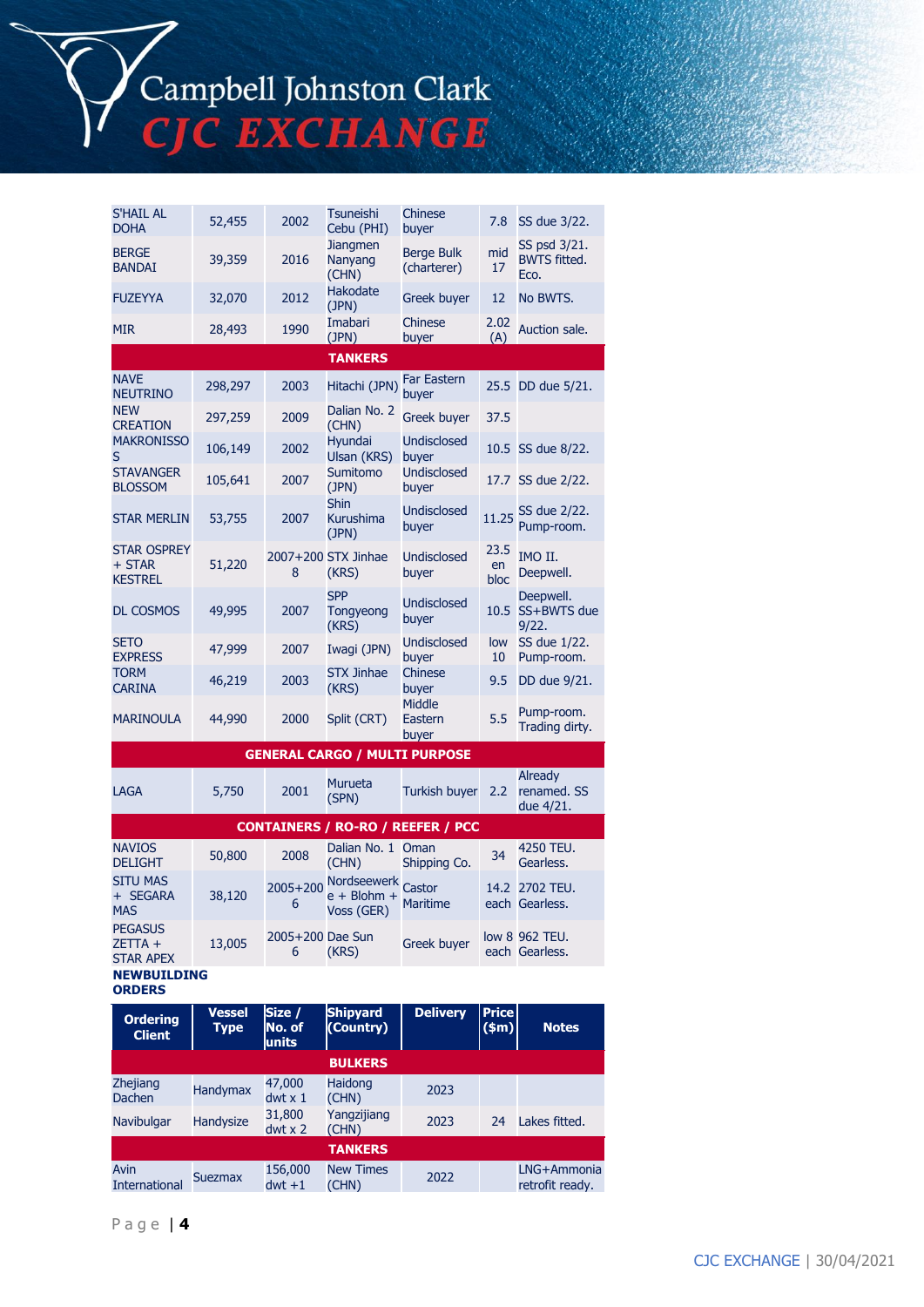| | | | | | | |
|---|---|---|---|---|---|---|
| S'HAIL AL DOHA | 52,455 | 2002 | Tsuneishi Cebu (PHI) | Chinese buyer | 7.8 | SS due 3/22. |
| BERGE BANDAI | 39,359 | 2016 | Jiangmen Nanyang (CHN) | Berge Bulk (charterer) | mid 17 | SS psd 3/21. BWTS fitted. Eco. |
| FUZEYYA | 32,070 | 2012 | Hakodate (JPN) | Greek buyer | 12 | No BWTS. |
| MIR | 28,493 | 1990 | Imabari (JPN) | Chinese buyer | 2.02 (A) | Auction sale. |
| **TANKERS** | | | | | | |
| NAVE NEUTRINO | 298,297 | 2003 | Hitachi (JPN) | Far Eastern buyer | 25.5 | DD due 5/21. |
| NEW CREATION | 297,259 | 2009 | Dalian No. 2 (CHN) | Greek buyer | 37.5 | |
| MAKRONISSOS | 106,149 | 2002 | Hyundai Ulsan (KRS) | Undisclosed buyer | 10.5 | SS due 8/22. |
| STAVANGER BLOSSOM | 105,641 | 2007 | Sumitomo (JPN) | Undisclosed buyer | 17.7 | SS due 2/22. |
| STAR MERLIN | 53,755 | 2007 | Shin Kurushima (JPN) | Undisclosed buyer | 11.25 | SS due 2/22. Pump-room. |
| STAR OSPREY + STAR KESTREL | 51,220 | 2007+2008 | STX Jinhae (KRS) | Undisclosed buyer | 23.5 en bloc | IMO II. Deepwell. |
| DL COSMOS | 49,995 | 2007 | SPP Tongyeong (KRS) | Undisclosed buyer | 10.5 | Deepwell. SS+BWTS due 9/22. |
| SETO EXPRESS | 47,999 | 2007 | Iwagi (JPN) | Undisclosed buyer | low 10 | SS due 1/22. Pump-room. |
| TORM CARINA | 46,219 | 2003 | STX Jinhae (KRS) | Chinese buyer | 9.5 | DD due 9/21. |
| MARINOULA | 44,990 | 2000 | Split (CRT) | Middle Eastern buyer | 5.5 | Pump-room. Trading dirty. |
| **GENERAL CARGO / MULTI PURPOSE** | | | | | | |
| LAGA | 5,750 | 2001 | Murueta (SPN) | Turkish buyer | 2.2 | Already renamed. SS due 4/21. |
| **CONTAINERS / RO-RO / REEFER / PCC** | | | | | | |
| NAVIOS DELIGHT | 50,800 | 2008 | Dalian No. 1 (CHN) | Oman Shipping Co. | 34 | 4250 TEU. Gearless. |
| SITU MAS + SEGARA MAS | 38,120 | 2005+2006 | Nordseewerke + Blohm + Voss (GER) | Castor Maritime | 14.2 each | 2702 TEU. Gearless. |
| PEGASUS ZETTA + STAR APEX | 13,005 | 2005+2006 | Dae Sun (KRS) | Greek buyer | low 8 each | 962 TEU. Gearless. |

**NEWBUILDING ORDERS**

| Ordering Client | Vessel Type | Size / No. of units | Shipyard (Country) | Delivery | Price ($m) | Notes |
|---|---|---|---|---|---|---|
| **BULKERS** | | | | | | |
| Zhejiang Dachen | Handymax | 47,000 dwt x 1 | Haidong (CHN) | 2023 | | |
| Navibulgar | Handysize | 31,800 dwt x 2 | Yangzijiang (CHN) | 2023 | 24 | Lakes fitted. |
| **TANKERS** | | | | | | |
| Avin International | Suezmax | 156,000 dwt +1 | New Times (CHN) | 2022 | | LNG+Ammonia retrofit ready. |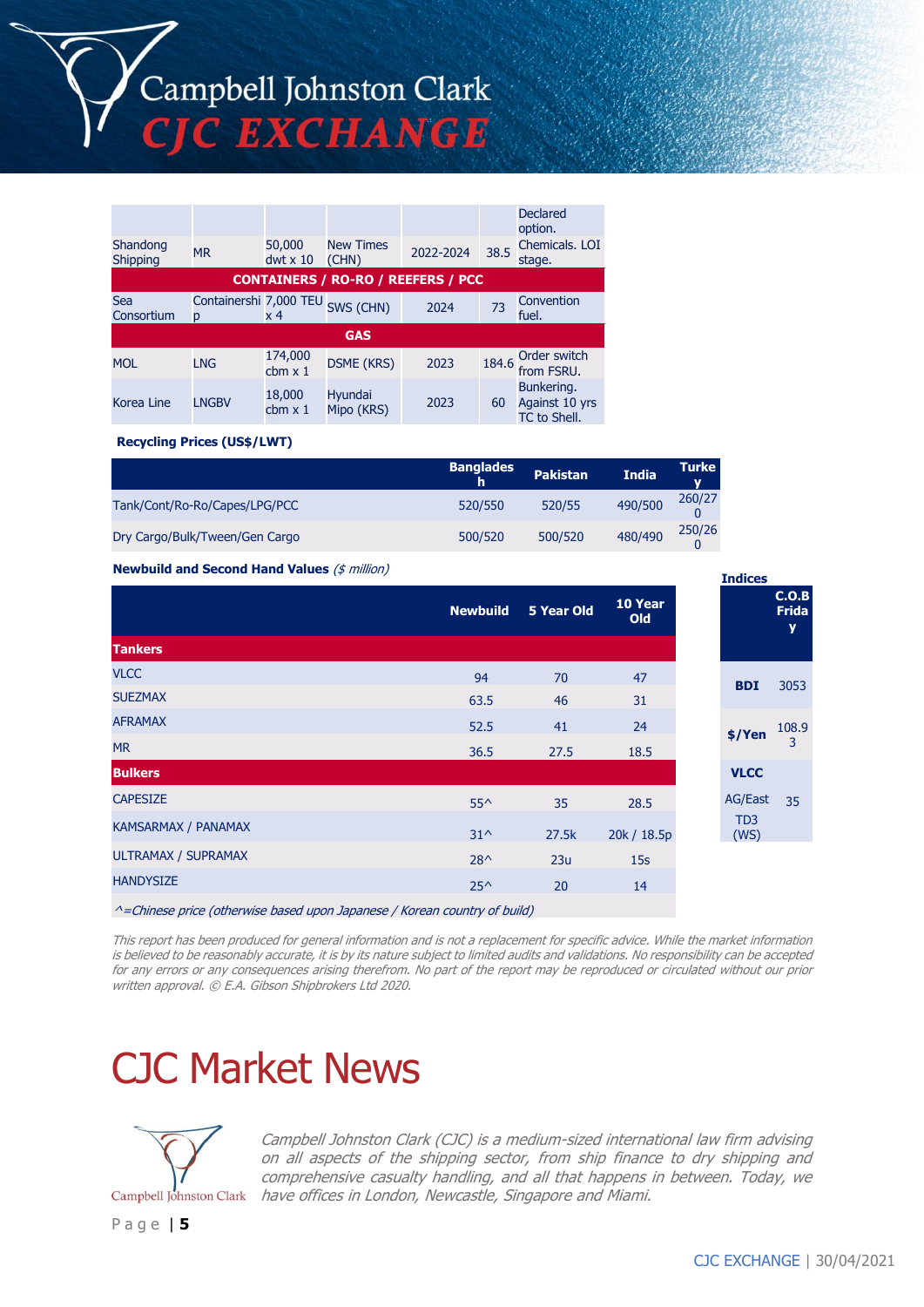| | | | | | | |
|---|---|---|---|---|---|---|
| Shandong Shipping | MR | 50,000 dwt x 10 | New Times (CHN) | 2022-2024 | 38.5 | Declared option. Chemicals. LOI stage. |
| **CONTAINERS / RO-RO / REEFERS / PCC** | | | | | | |
| Sea Consortium | Containership | 7,000 TEU x 4 | SWS (CHN) | 2024 | 73 | Convention fuel. |
| **GAS** | | | | | | |
| MOL | LNG | 174,000 cbm x 1 | DSME (KRS) | 2023 | 184.6 | Order switch from FSRU. |
| Korea Line | LNGBV | 18,000 cbm x 1 | Hyundai Mipo (KRS) | 2023 | 60 | Bunkering. Against 10 yrs TC to Shell. |

**Recycling Prices (US$/LWT)**

| | Bangladesh | Pakistan | India | Turkey |
|---|---|---|---|---|
| Tank/Cont/Ro-Ro/Capes/LPG/PCC | 520/550 | 520/55 | 490/500 | 260/270 |
| Dry Cargo/Bulk/Tween/Gen Cargo | 500/520 | 500/520 | 480/490 | 250/260 |

**Newbuild and Second Hand Values** *($ million)*

| | Newbuild | 5 Year Old | 10 Year Old |
|---|---|---|---|
| **Tankers** | | | |
| VLCC | 94 | 70 | 47 |
| SUEZMAX | 63.5 | 46 | 31 |
| AFRAMAX | 52.5 | 41 | 24 |
| MR | 36.5 | 27.5 | 18.5 |
| **Bulkers** | | | |
| CAPESIZE | 55^ | 35 | 28.5 |
| KAMSARMAX / PANAMAX | 31^ | 27.5k | 20k / 18.5p |
| ULTRAMAX / SUPRAMAX | 28^ | 23u | 15s |
| HANDYSIZE | 25^ | 20 | 14 |

*^=Chinese price (otherwise based upon Japanese / Korean country of build)*

**Indices**

| | C.O.B Friday |
|---|---|
| **BDI** | 3053 |
| **$/Yen** | 108.93 |
| **VLCC** | |
| AG/East TD3 (WS) | 35 |

*This report has been produced for general information and is not a replacement for specific advice. While the market information is believed to be reasonably accurate, it is by its nature subject to limited audits and validations. No responsibility can be accepted for any errors or any consequences arising therefrom. No part of the report may be reproduced or circulated without our prior written approval. © E.A. Gibson Shipbrokers Ltd 2020.*

# CJC Market News

*Campbell Johnston Clark (CJC) is a medium-sized international law firm advising on all aspects of the shipping sector, from ship finance to dry shipping and comprehensive casualty handling, and all that happens in between. Today, we have offices in London, Newcastle, Singapore and Miami.*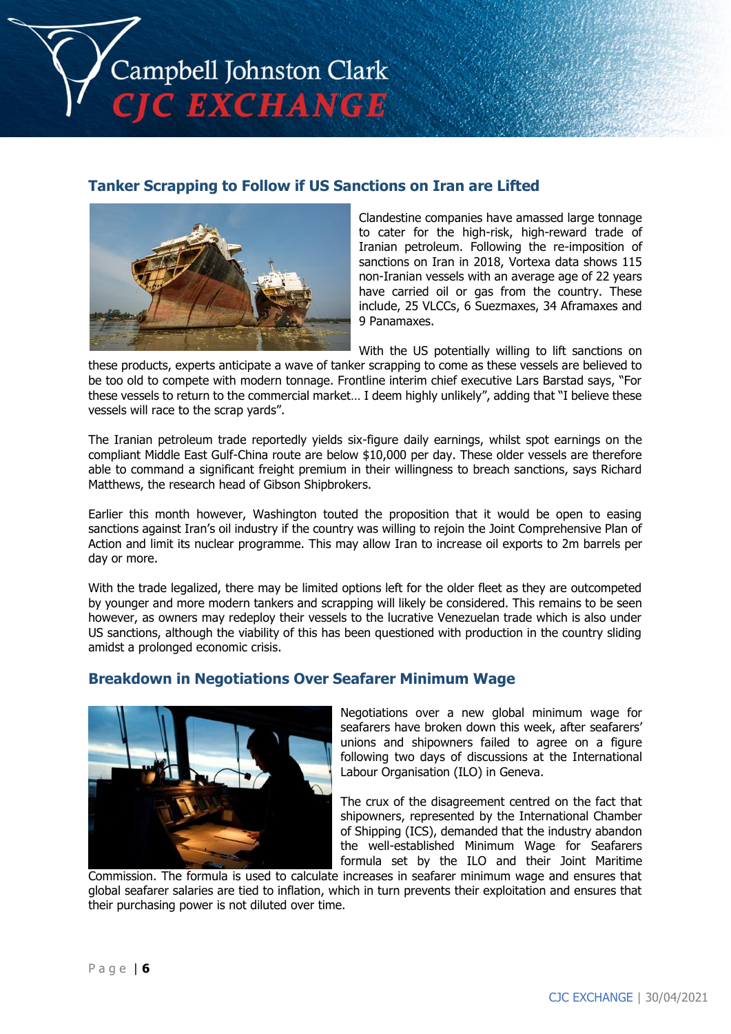## Tanker Scrapping to Follow if US Sanctions on Iran are Lifted

Clandestine companies have amassed large tonnage to cater for the high-risk, high-reward trade of Iranian petroleum. Following the re-imposition of sanctions on Iran in 2018, Vortexa data shows 115 non-Iranian vessels with an average age of 22 years have carried oil or gas from the country. These include, 25 VLCCs, 6 Suezmaxes, 34 Aframaxes and 9 Panamaxes.

With the US potentially willing to lift sanctions on these products, experts anticipate a wave of tanker scrapping to come as these vessels are believed to be too old to compete with modern tonnage. Frontline interim chief executive Lars Barstad says, "For these vessels to return to the commercial market… I deem highly unlikely", adding that "I believe these vessels will race to the scrap yards".

The Iranian petroleum trade reportedly yields six-figure daily earnings, whilst spot earnings on the compliant Middle East Gulf-China route are below $10,000 per day. These older vessels are therefore able to command a significant freight premium in their willingness to breach sanctions, says Richard Matthews, the research head of Gibson Shipbrokers.

Earlier this month however, Washington touted the proposition that it would be open to easing sanctions against Iran's oil industry if the country was willing to rejoin the Joint Comprehensive Plan of Action and limit its nuclear programme. This may allow Iran to increase oil exports to 2m barrels per day or more.

With the trade legalized, there may be limited options left for the older fleet as they are outcompeted by younger and more modern tankers and scrapping will likely be considered. This remains to be seen however, as owners may redeploy their vessels to the lucrative Venezuelan trade which is also under US sanctions, although the viability of this has been questioned with production in the country sliding amidst a prolonged economic crisis.

## Breakdown in Negotiations Over Seafarer Minimum Wage

Negotiations over a new global minimum wage for seafarers have broken down this week, after seafarers' unions and shipowners failed to agree on a figure following two days of discussions at the International Labour Organisation (ILO) in Geneva.

The crux of the disagreement centred on the fact that shipowners, represented by the International Chamber of Shipping (ICS), demanded that the industry abandon the well-established Minimum Wage for Seafarers formula set by the ILO and their Joint Maritime Commission. The formula is used to calculate increases in seafarer minimum wage and ensures that global seafarer salaries are tied to inflation, which in turn prevents their exploitation and ensures that their purchasing power is not diluted over time.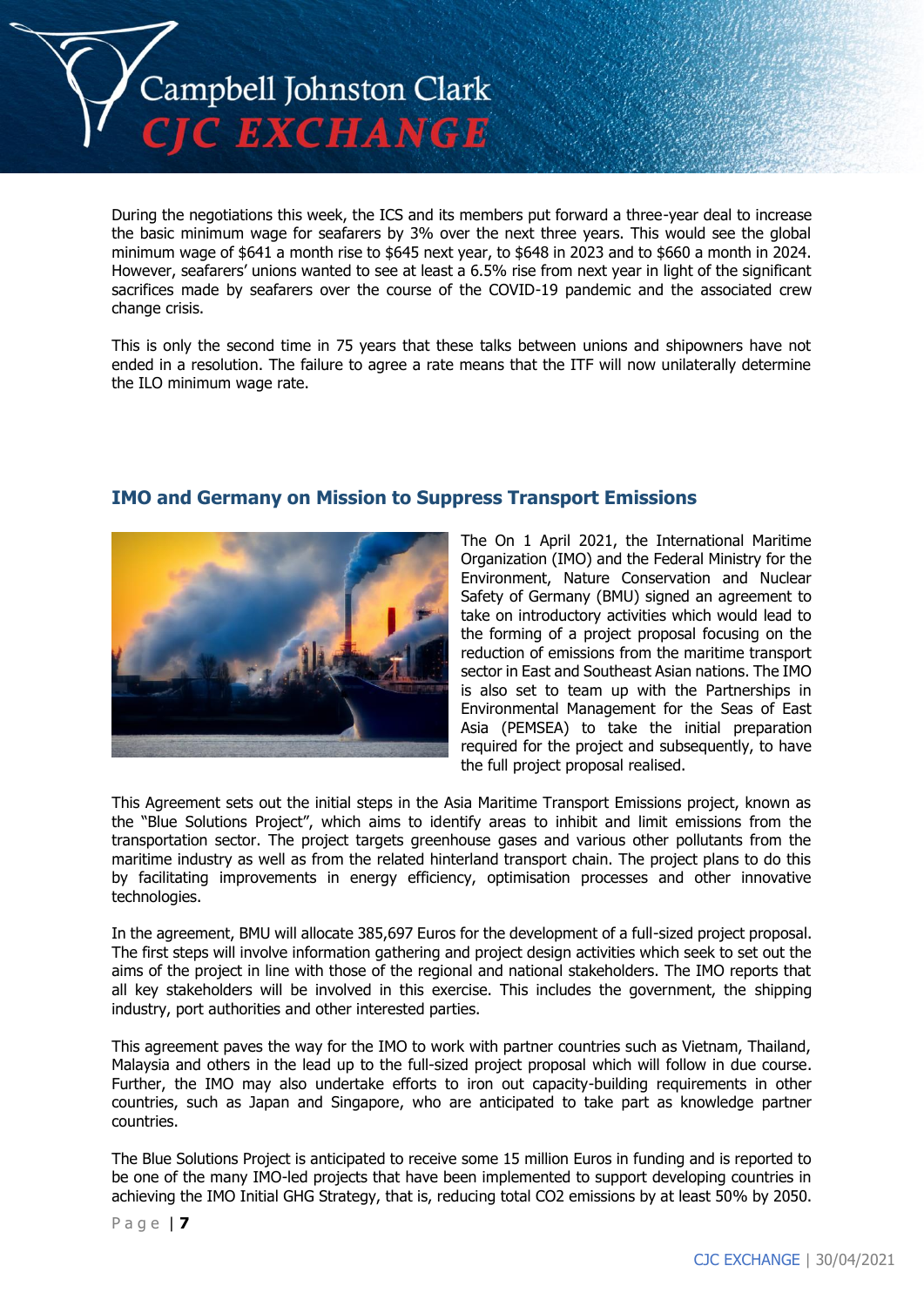During the negotiations this week, the ICS and its members put forward a three-year deal to increase the basic minimum wage for seafarers by 3% over the next three years. This would see the global minimum wage of $641 a month rise to $645 next year, to $648 in 2023 and to $660 a month in 2024. However, seafarers' unions wanted to see at least a 6.5% rise from next year in light of the significant sacrifices made by seafarers over the course of the COVID-19 pandemic and the associated crew change crisis.

This is only the second time in 75 years that these talks between unions and shipowners have not ended in a resolution. The failure to agree a rate means that the ITF will now unilaterally determine the ILO minimum wage rate.

## IMO and Germany on Mission to Suppress Transport Emissions

The On 1 April 2021, the International Maritime Organization (IMO) and the Federal Ministry for the Environment, Nature Conservation and Nuclear Safety of Germany (BMU) signed an agreement to take on introductory activities which would lead to the forming of a project proposal focusing on the reduction of emissions from the maritime transport sector in East and Southeast Asian nations. The IMO is also set to team up with the Partnerships in Environmental Management for the Seas of East Asia (PEMSEA) to take the initial preparation required for the project and subsequently, to have the full project proposal realised.

This Agreement sets out the initial steps in the Asia Maritime Transport Emissions project, known as the "Blue Solutions Project", which aims to identify areas to inhibit and limit emissions from the transportation sector. The project targets greenhouse gases and various other pollutants from the maritime industry as well as from the related hinterland transport chain. The project plans to do this by facilitating improvements in energy efficiency, optimisation processes and other innovative technologies.

In the agreement, BMU will allocate 385,697 Euros for the development of a full-sized project proposal. The first steps will involve information gathering and project design activities which seek to set out the aims of the project in line with those of the regional and national stakeholders. The IMO reports that all key stakeholders will be involved in this exercise. This includes the government, the shipping industry, port authorities and other interested parties.

This agreement paves the way for the IMO to work with partner countries such as Vietnam, Thailand, Malaysia and others in the lead up to the full-sized project proposal which will follow in due course. Further, the IMO may also undertake efforts to iron out capacity-building requirements in other countries, such as Japan and Singapore, who are anticipated to take part as knowledge partner countries.

The Blue Solutions Project is anticipated to receive some 15 million Euros in funding and is reported to be one of the many IMO-led projects that have been implemented to support developing countries in achieving the IMO Initial GHG Strategy, that is, reducing total $CO_2$ emissions by at least 50% by 2050.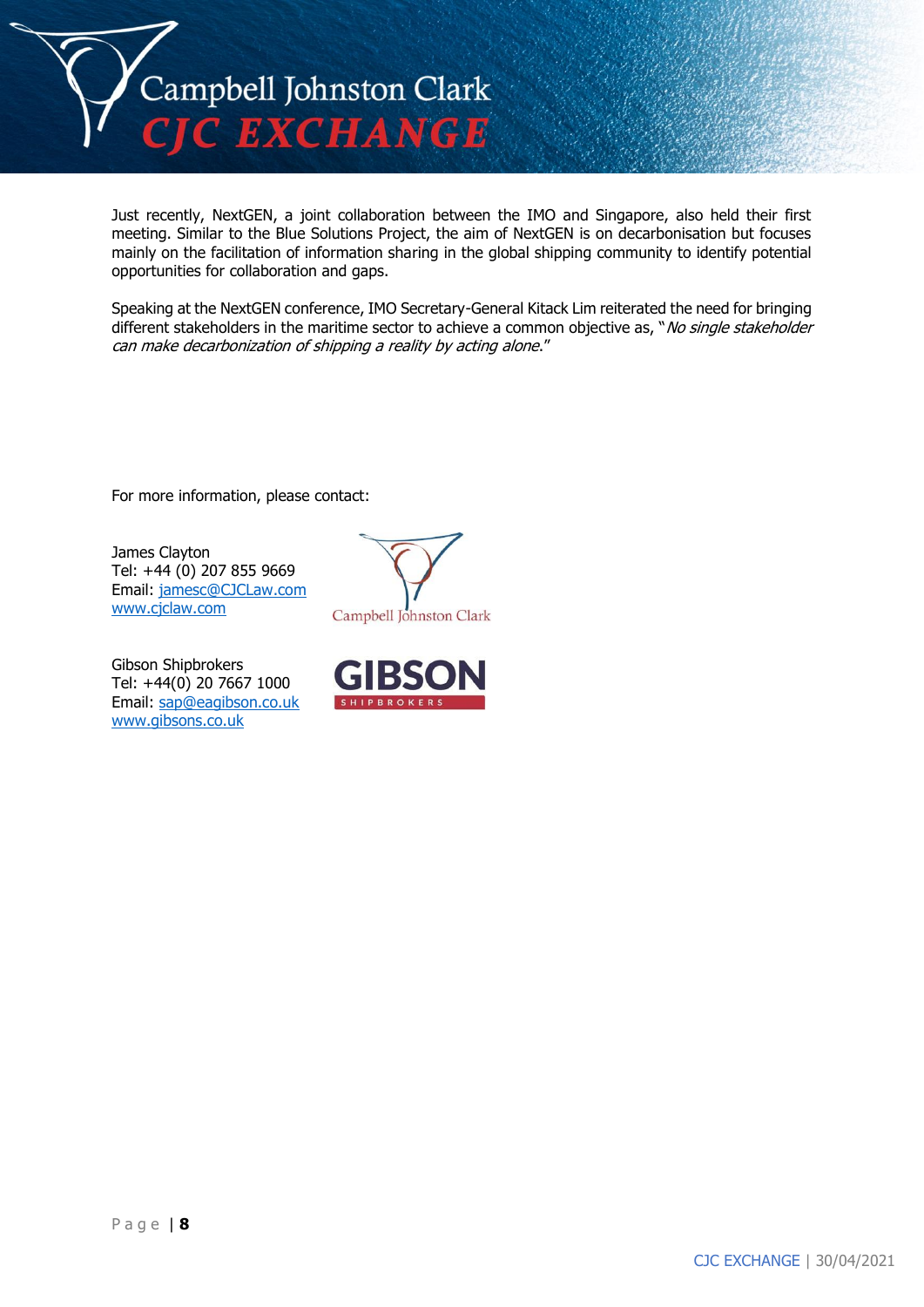Just recently, NextGEN, a joint collaboration between the IMO and Singapore, also held their first meeting. Similar to the Blue Solutions Project, the aim of NextGEN is on decarbonisation but focuses mainly on the facilitation of information sharing in the global shipping community to identify potential opportunities for collaboration and gaps.

Speaking at the NextGEN conference, IMO Secretary-General Kitack Lim reiterated the need for bringing different stakeholders in the maritime sector to achieve a common objective as, "*No single stakeholder can make decarbonization of shipping a reality by acting alone*."

For more information, please contact:

James Clayton
Tel: +44 (0) 207 855 9669
Email: jamesc@CJCLaw.com
www.cjclaw.com

Gibson Shipbrokers
Tel: +44(0) 20 7667 1000
Email: sap@eagibson.co.uk
www.gibsons.co.uk